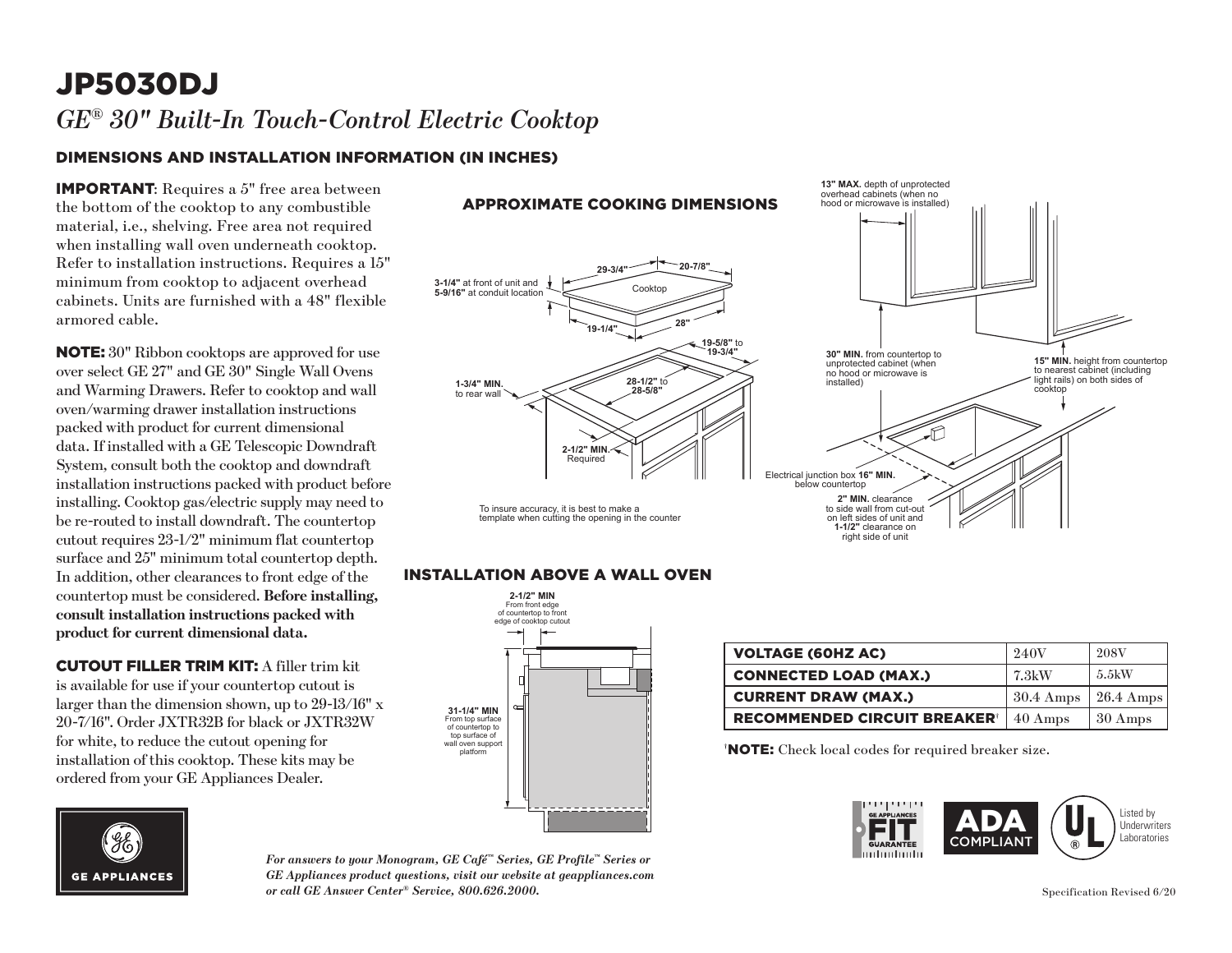# JP5030DJ

*GE® 30" Built-In Touch-Control Electric Cooktop*

## DIMENSIONS AND INSTALLATION INFORMATION (IN INCHES)

**IMPORTANT**: Requires a 5" free area between the bottom of the cooktop to any combustible material, i.e., shelving. Free area not required when installing wall oven underneath cooktop. Refer to installation instructions. Requires a 15" minimum from cooktop to adjacent overhead cabinets. Units are furnished with a 48" flexible armored cable.

**NOTE:** 30" Ribbon cooktops are approved for use over select GE 27" and GE 30" Single Wall Ovens and Warming Drawers. Refer to cooktop and wall oven/warming drawer installation instructions packed with product for current dimensional data. If installed with a GE Telescopic Downdraft System, consult both the cooktop and downdraft installation instructions packed with product before installing. Cooktop gas/electric supply may need to be re-routed to install downdraft. The countertop cutout requires 23-1/2" minimum flat countertop surface and 25" minimum total countertop depth. In addition, other clearances to front edge of the countertop must be considered. **Before installing, consult installation instructions packed with product for current dimensional data.**

**CUTOUT FILLER TRIM KIT:** A filler trim kit is available for use if your countertop cutout is larger than the dimension shown, up to 29-13/16" x 20-7/16". Order JXTR32B for black or JXTR32W for white, to reduce the cutout opening for installation of this cooktop. These kits may be ordered from your GE Appliances Dealer.

## APPROXIMATE COOKING DIMENSIONS

29-3/4"
20-7/8"
3-1/4" at front of unit and 5-9/16" at conduit location
Cooktop
28"
19-1/4"
19-5/8" to 19-3/4"
28-1/2" to 28-5/8"
1-3/4" MIN. to rear wall
2-1/2" MIN. Required

To insure accuracy, it is best to make a template when cutting the opening in the counter

**13" MAX.** depth of unprotected overhead cabinets (when no hood or microwave is installed)

**30" MIN.** from countertop to unprotected cabinet (when no hood or microwave is installed)

**15" MIN.** height from countertop to nearest cabinet (including light rails) on both sides of cooktop

Electrical junction box **16" MIN.** below countertop

**2" MIN.** clearance to side wall from cut-out on left sides of unit and **1-1/2"** clearance on right side of unit

## INSTALLATION ABOVE A WALL OVEN

**2-1/2" MIN** From front edge of countertop to front edge of cooktop cutout

**31-1/4" MIN** From top surface of countertop to top surface of wall oven support platform

| VOLTAGE (60HZ AC) | 240V | 208V |
|---|---|---|
| CONNECTED LOAD (MAX.) | 7.3kW | 5.5kW |
| CURRENT DRAW (MAX.) | 30.4 Amps | 26.4 Amps |
| RECOMMENDED CIRCUIT BREAKER[†] | 40 Amps | 30 Amps |

[†] **NOTE:** Check local codes for required breaker size.

GE APPLIANCES FIT GUARANTEE

ADA COMPLIANT

Listed by Underwriters Laboratories

GE APPLIANCES

*For answers to your Monogram, GE Café™ Series, GE Profile™ Series or GE Appliances product questions, visit our website at geappliances.com or call GE Answer Center® Service, 800.626.2000.*

Specification Revised 6/20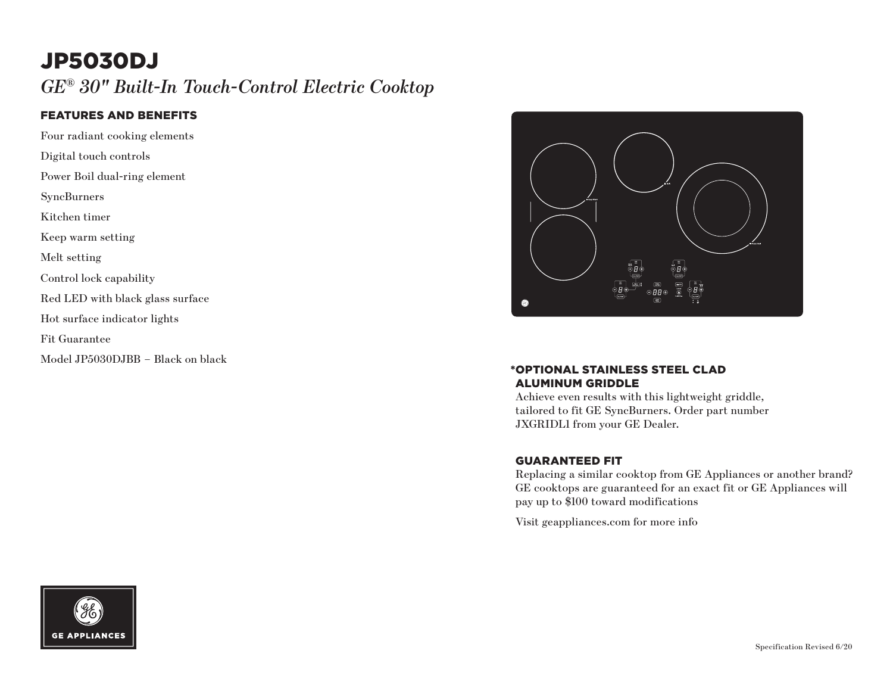# JP5030DJ

## *GE® 30" Built-In Touch-Control Electric Cooktop*

### FEATURES AND BENEFITS

Four radiant cooking elements

Digital touch controls

Power Boil dual-ring element

SyncBurners

Kitchen timer

Keep warm setting

Melt setting

Control lock capability

Red LED with black glass surface

Hot surface indicator lights

Fit Guarantee

Model JP5030DJBB – Black on black

### *OPTIONAL STAINLESS STEEL CLAD ALUMINUM GRIDDLE

Achieve even results with this lightweight griddle, tailored to fit GE SyncBurners. Order part number JXGRIDL1 from your GE Dealer.

### GUARANTEED FIT

Replacing a similar cooktop from GE Appliances or another brand? GE cooktops are guaranteed for an exact fit or GE Appliances will pay up to $100 toward modifications

Visit geappliances.com for more info

GE APPLIANCES

Specification Revised 6/20